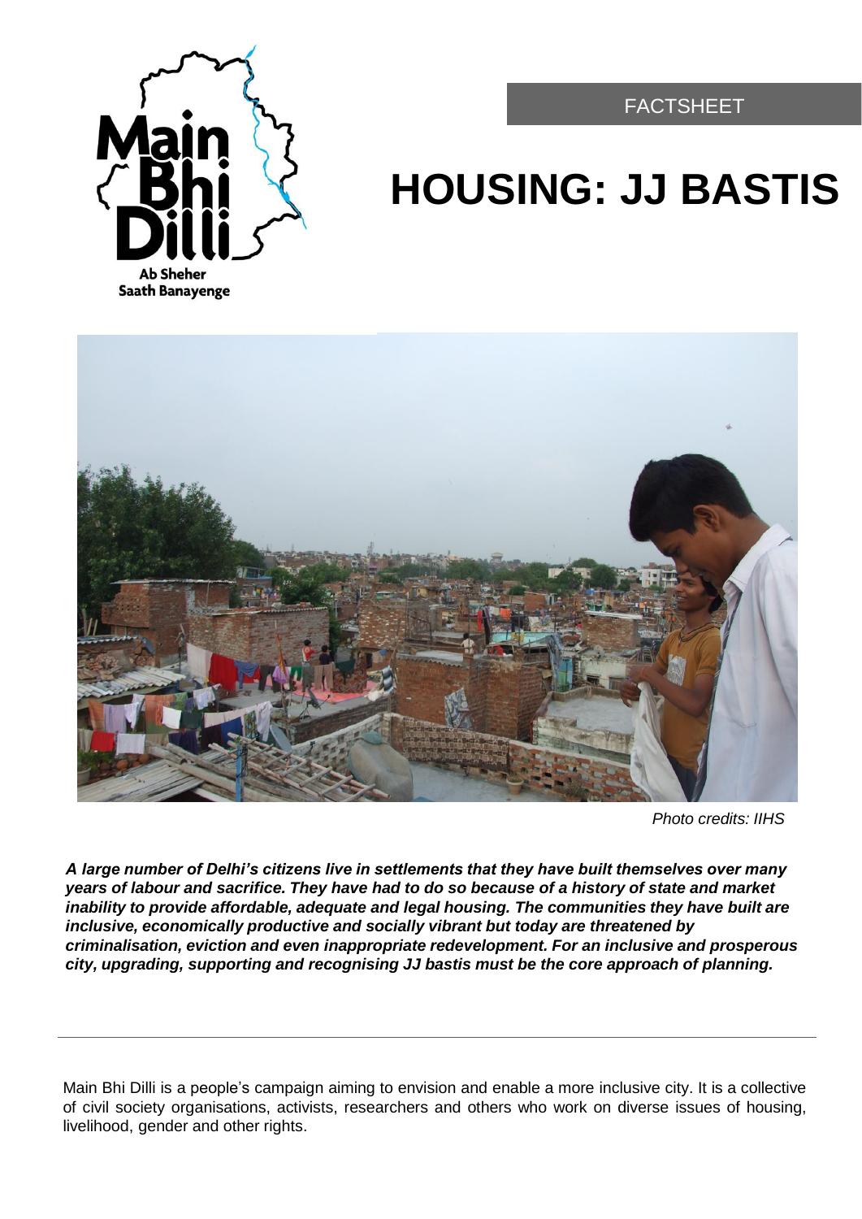FACTSHEET

# HOUSING: JJ BASTIS

Photo credits: IIHS

***A large number of Delhi's citizens live in settlements that they have built themselves over many years of labour and sacrifice. They have had to do so because of a history of state and market inability to provide affordable, adequate and legal housing. The communities they have built are inclusive, economically productive and socially vibrant but today are threatened by criminalisation, eviction and even inappropriate redevelopment. For an inclusive and prosperous city, upgrading, supporting and recognising JJ bastis must be the core approach of planning.***

---

Main Bhi Dilli is a people's campaign aiming to envision and enable a more inclusive city. It is a collective of civil society organisations, activists, researchers and others who work on diverse issues of housing, livelihood, gender and other rights.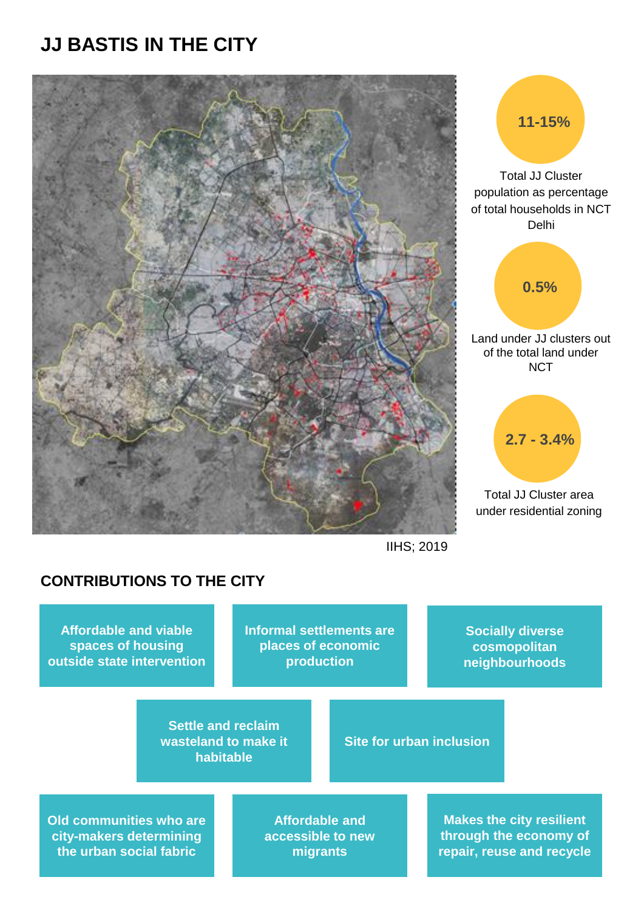# JJ BASTIS IN THE CITY

IIHS; 2019

**11-15%**

Total JJ Cluster population as percentage of total households in NCT Delhi

**0.5%**

Land under JJ clusters out of the total land under NCT

**2.7 - 3.4%**

Total JJ Cluster area under residential zoning

## CONTRIBUTIONS TO THE CITY

- **Affordable and viable spaces of housing outside state intervention**
- **Informal settlements are places of economic production**
- **Socially diverse cosmopolitan neighbourhoods**
- **Settle and reclaim wasteland to make it habitable**
- **Site for urban inclusion**
- **Old communities who are city-makers determining the urban social fabric**
- **Affordable and accessible to new migrants**
- **Makes the city resilient through the economy of repair, reuse and recycle**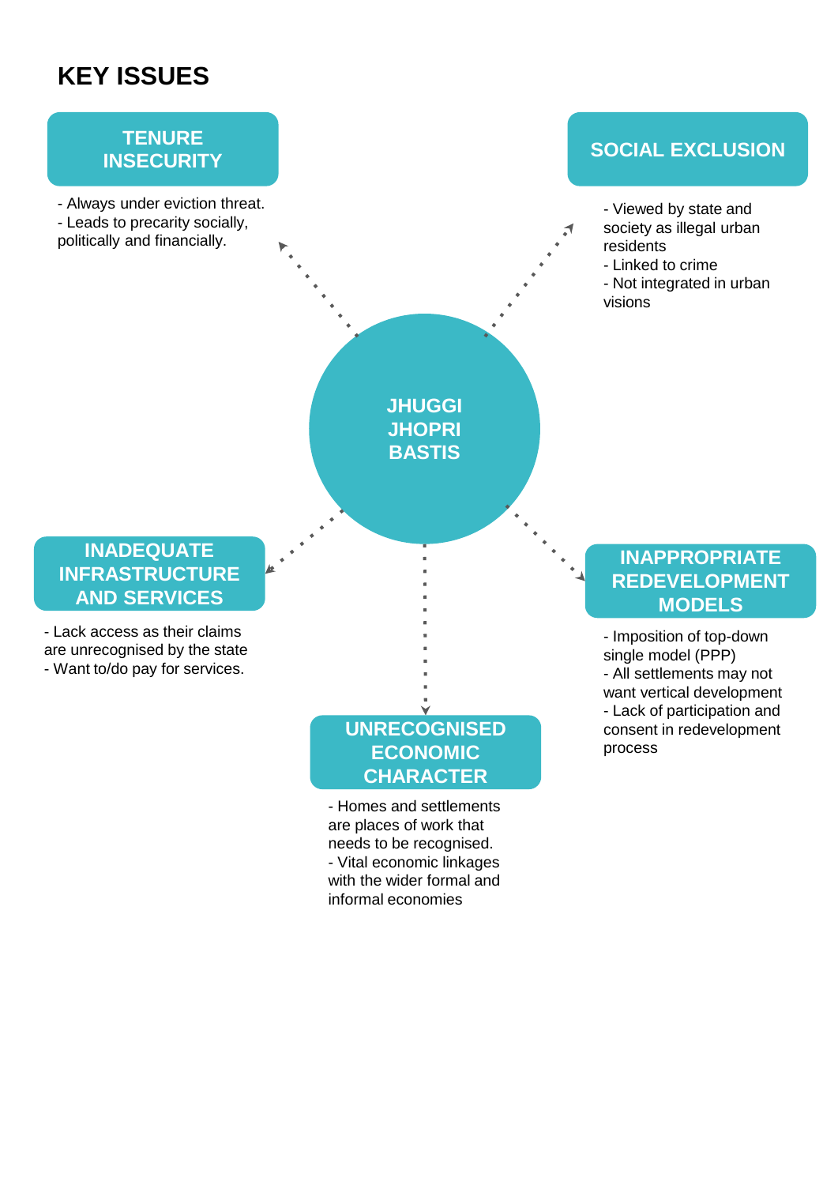# KEY ISSUES

## JHUGGI JHOPRI BASTIS

### TENURE INSECURITY

- Always under eviction threat.
- Leads to precarity socially, politically and financially.

### SOCIAL EXCLUSION

- Viewed by state and society as illegal urban residents
- Linked to crime
- Not integrated in urban visions

### INADEQUATE INFRASTRUCTURE AND SERVICES

- Lack access as their claims are unrecognised by the state
- Want to/do pay for services.

### INAPPROPRIATE REDEVELOPMENT MODELS

- Imposition of top-down single model (PPP)
- All settlements may not want vertical development
- Lack of participation and consent in redevelopment process

### UNRECOGNISED ECONOMIC CHARACTER

- Homes and settlements are places of work that needs to be recognised.
- Vital economic linkages with the wider formal and informal economies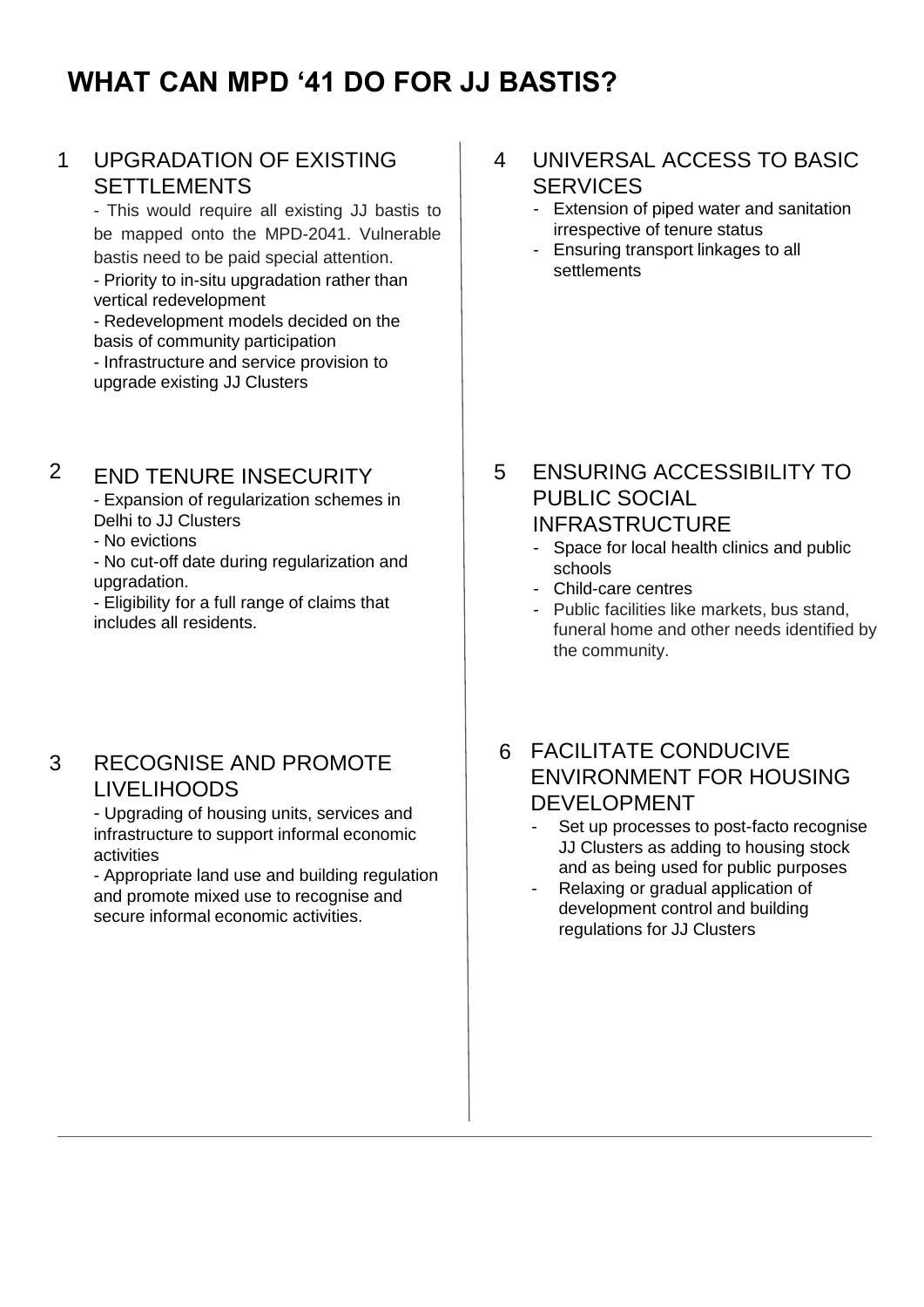# WHAT CAN MPD '41 DO FOR JJ BASTIS?

## 1 UPGRADATION OF EXISTING SETTLEMENTS

- This would require all existing JJ bastis to be mapped onto the MPD-2041. Vulnerable bastis need to be paid special attention.
- Priority to in-situ upgradation rather than vertical redevelopment
- Redevelopment models decided on the basis of community participation
- Infrastructure and service provision to upgrade existing JJ Clusters

## 2 END TENURE INSECURITY

- Expansion of regularization schemes in Delhi to JJ Clusters
- No evictions
- No cut-off date during regularization and upgradation.
- Eligibility for a full range of claims that includes all residents.

## 3 RECOGNISE AND PROMOTE LIVELIHOODS

- Upgrading of housing units, services and infrastructure to support informal economic activities
- Appropriate land use and building regulation and promote mixed use to recognise and secure informal economic activities.

## 4 UNIVERSAL ACCESS TO BASIC SERVICES

- Extension of piped water and sanitation irrespective of tenure status
- Ensuring transport linkages to all settlements

## 5 ENSURING ACCESSIBILITY TO PUBLIC SOCIAL INFRASTRUCTURE

- Space for local health clinics and public schools
- Child-care centres
- Public facilities like markets, bus stand, funeral home and other needs identified by the community.

## 6 FACILITATE CONDUCIVE ENVIRONMENT FOR HOUSING DEVELOPMENT

- Set up processes to post-facto recognise JJ Clusters as adding to housing stock and as being used for public purposes
- Relaxing or gradual application of development control and building regulations for JJ Clusters